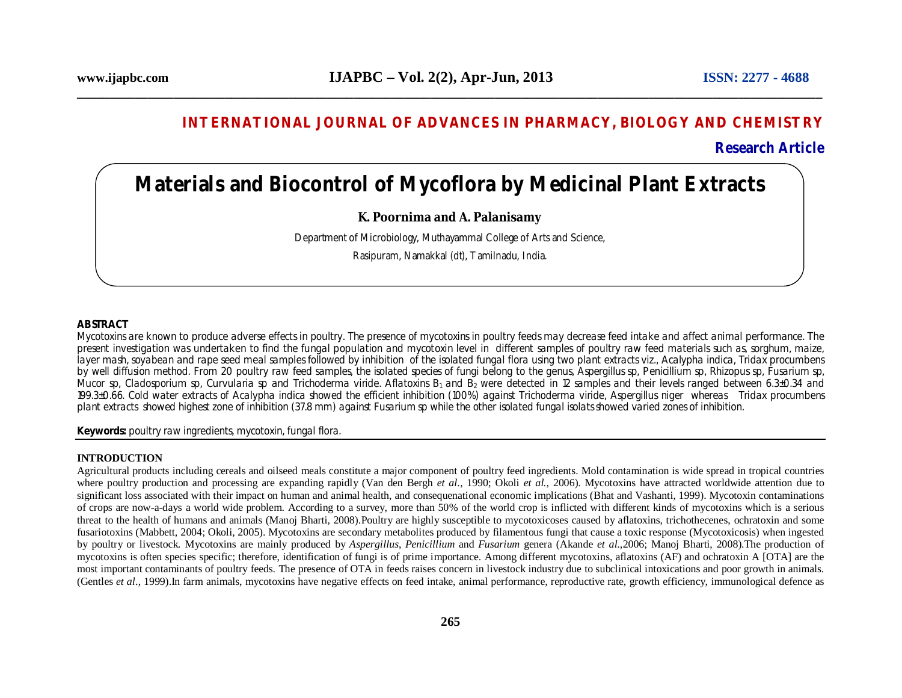INTERNATIONAL JOURNAL OF ADVANCES IN PHARMACY, BIOLOGY AND CHEMISTRY

**Research Article**

# Materials and Biocontrol of Mycoflora by Medicinal Plant Extracts

**K. Poornima and A. Palanisamy**

Department of Microbiology, Muthayammal College of Arts and Science,

Rasipuram, Namakkal (dt), Tamilnadu, India.

## ABSTRACT

Mycotoxins are known to produce adverse effects in poultry. The presence of mycotoxins in poultry feeds may decrease feed intake and affect animal performance. The present investigation was undertaken to find the fungal population and mycotoxin level in different samples of poultry raw feed materials such as, sorghum, maize, layer mash, soyabean and rape seed meal samples followed by inhibition of the isolated fungal flora using two plant extracts viz., *Acalypha indica*, *Tridax procumbens* by well diffusion method. From 20 poultry raw feed samples, the isolated species of fungi belong to the genus, *Aspergillus* sp, *Penicillium* sp, *Rhizopus* sp, *Fusarium* sp, *Mucor* sp, *Cladosporium* sp, *Curvularia* sp and *Trichoderma viride*. Aflatoxins $B_1$ and $B_2$ were detected in 12 samples and their levels ranged between 6.3±0.34 and 199.3±0.66. Cold water extracts of *Acalypha indica* showed the efficient inhibition (100%) against *Trichoderma viride*, *Aspergillus niger* whereas *Tridax procumbens* plant extracts showed highest zone of inhibition (37.8 mm) against *Fusarium* sp while the other isolated fungal isolats showed varied zones of inhibition.

**Keywords:** poultry raw ingredients, mycotoxin, fungal flora.

## INTRODUCTION

Agricultural products including cereals and oilseed meals constitute a major component of poultry feed ingredients. Mold contamination is wide spread in tropical countries where poultry production and processing are expanding rapidly (Van den Bergh *et al.*, 1990; Okoli *et al.*, 2006). Mycotoxins have attracted worldwide attention due to significant loss associated with their impact on human and animal health, and consequenational economic implications (Bhat and Vashanti, 1999). Mycotoxin contaminations of crops are now-a-days a world wide problem. According to a survey, more than 50% of the world crop is inflicted with different kinds of mycotoxins which is a serious threat to the health of humans and animals (Manoj Bharti, 2008).Poultry are highly susceptible to mycotoxicoses caused by aflatoxins, trichothecenes, ochratoxin and some fusariotoxins (Mabbett, 2004; Okoli, 2005). Mycotoxins are secondary metabolites produced by filamentous fungi that cause a toxic response (Mycotoxicosis) when ingested by poultry or livestock. Mycotoxins are mainly produced by *Aspergillus*, *Penicillium* and *Fusarium* genera (Akande *et al.*,2006; Manoj Bharti, 2008).The production of mycotoxins is often species specific; therefore, identification of fungi is of prime importance. Among different mycotoxins, aflatoxins (AF) and ochratoxin A [OTA] are the most important contaminants of poultry feeds. The presence of OTA in feeds raises concern in livestock industry due to subclinical intoxications and poor growth in animals. (Gentles *et al*., 1999).In farm animals, mycotoxins have negative effects on feed intake, animal performance, reproductive rate, growth efficiency, immunological defence as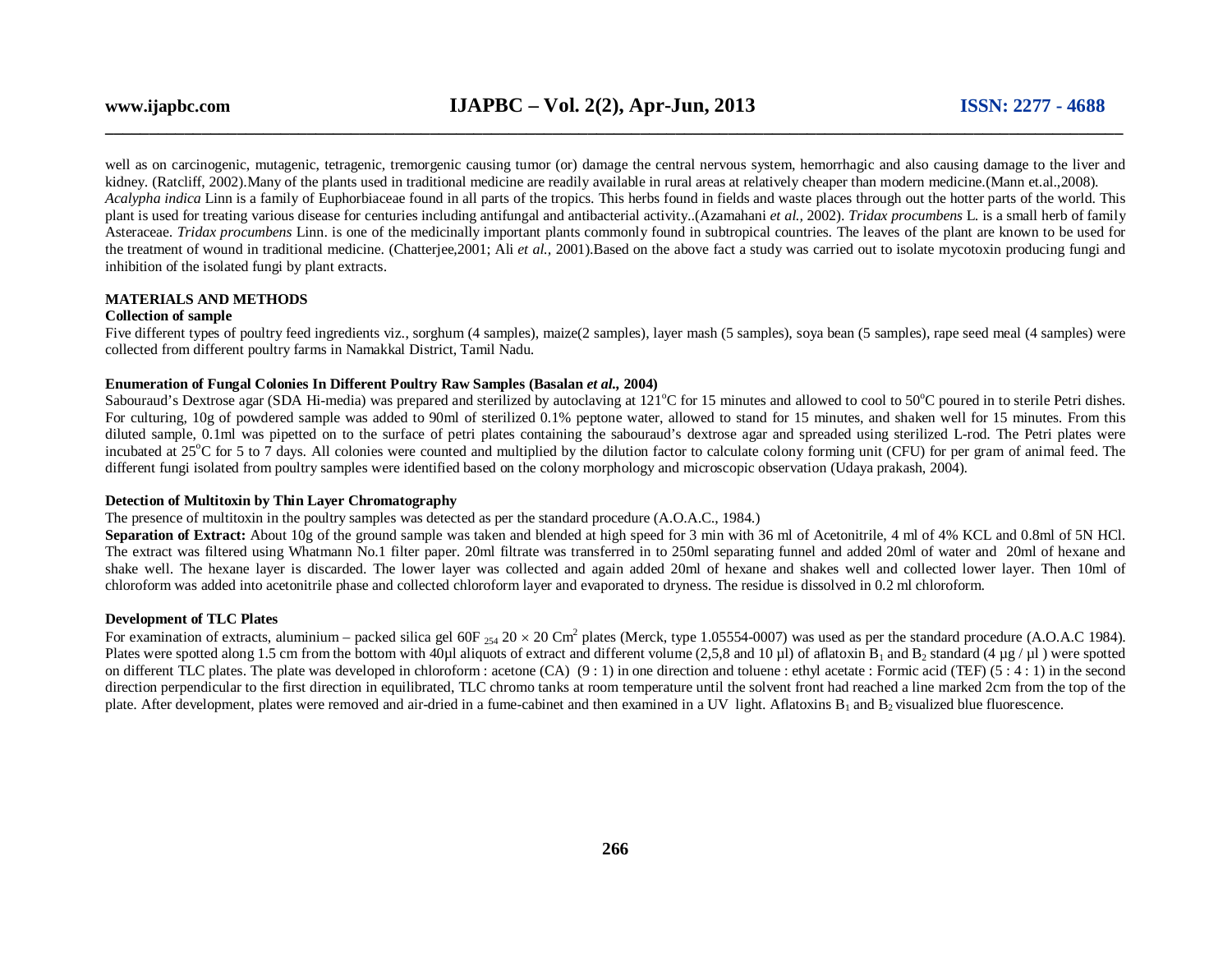well as on carcinogenic, mutagenic, tetragenic, tremorgenic causing tumor (or) damage the central nervous system, hemorrhagic and also causing damage to the liver and kidney. (Ratcliff, 2002).Many of the plants used in traditional medicine are readily available in rural areas at relatively cheaper than modern medicine.(Mann et.al.,2008). *Acalypha indica* Linn is a family of Euphorbiaceae found in all parts of the tropics. This herbs found in fields and waste places through out the hotter parts of the world. This plant is used for treating various disease for centuries including antifungal and antibacterial activity..(Azamahani *et al.,* 2002). *Tridax procumbens* L. is a small herb of family Asteraceae. *Tridax procumbens* Linn. is one of the medicinally important plants commonly found in subtropical countries. The leaves of the plant are known to be used for the treatment of wound in traditional medicine. (Chatterjee,2001; Ali *et al.,* 2001).Based on the above fact a study was carried out to isolate mycotoxin producing fungi and inhibition of the isolated fungi by plant extracts.

## MATERIALS AND METHODS

### Collection of sample

Five different types of poultry feed ingredients viz., sorghum (4 samples), maize(2 samples), layer mash (5 samples), soya bean (5 samples), rape seed meal (4 samples) were collected from different poultry farms in Namakkal District, Tamil Nadu.

### Enumeration of Fungal Colonies In Different Poultry Raw Samples (Basalan *et al.,* 2004)

Sabouraud's Dextrose agar (SDA Hi-media) was prepared and sterilized by autoclaving at 121°C for 15 minutes and allowed to cool to 50°C poured in to sterile Petri dishes. For culturing, 10g of powdered sample was added to 90ml of sterilized 0.1% peptone water, allowed to stand for 15 minutes, and shaken well for 15 minutes. From this diluted sample, 0.1ml was pipetted on to the surface of petri plates containing the sabouraud's dextrose agar and spreaded using sterilized L-rod. The Petri plates were incubated at 25°C for 5 to 7 days. All colonies were counted and multiplied by the dilution factor to calculate colony forming unit (CFU) for per gram of animal feed. The different fungi isolated from poultry samples were identified based on the colony morphology and microscopic observation (Udaya prakash, 2004).

### Detection of Multitoxin by Thin Layer Chromatography

The presence of multitoxin in the poultry samples was detected as per the standard procedure (A.O.A.C., 1984.)

**Separation of Extract:** About 10g of the ground sample was taken and blended at high speed for 3 min with 36 ml of Acetonitrile, 4 ml of 4% KCL and 0.8ml of 5N HCl. The extract was filtered using Whatmann No.1 filter paper. 20ml filtrate was transferred in to 250ml separating funnel and added 20ml of water and 20ml of hexane and shake well. The hexane layer is discarded. The lower layer was collected and again added 20ml of hexane and shakes well and collected lower layer. Then 10ml of chloroform was added into acetonitrile phase and collected chloroform layer and evaporated to dryness. The residue is dissolved in 0.2 ml chloroform.

### Development of TLC Plates

For examination of extracts, aluminium – packed silica gel 60F $_{254}$ $20 \times 20$ Cm$^2$ plates (Merck, type 1.05554-0007) was used as per the standard procedure (A.O.A.C 1984). Plates were spotted along 1.5 cm from the bottom with 40µl aliquots of extract and different volume (2,5,8 and 10 µl) of aflatoxin $B_1$ and $B_2$ standard (4 µg / µl ) were spotted on different TLC plates. The plate was developed in chloroform : acetone (CA) (9 : 1) in one direction and toluene : ethyl acetate : Formic acid (TEF) (5 : 4 : 1) in the second direction perpendicular to the first direction in equilibrated, TLC chromo tanks at room temperature until the solvent front had reached a line marked 2cm from the top of the plate. After development, plates were removed and air-dried in a fume-cabinet and then examined in a UV light. Aflatoxins $B_1$ and $B_2$ visualized blue fluorescence.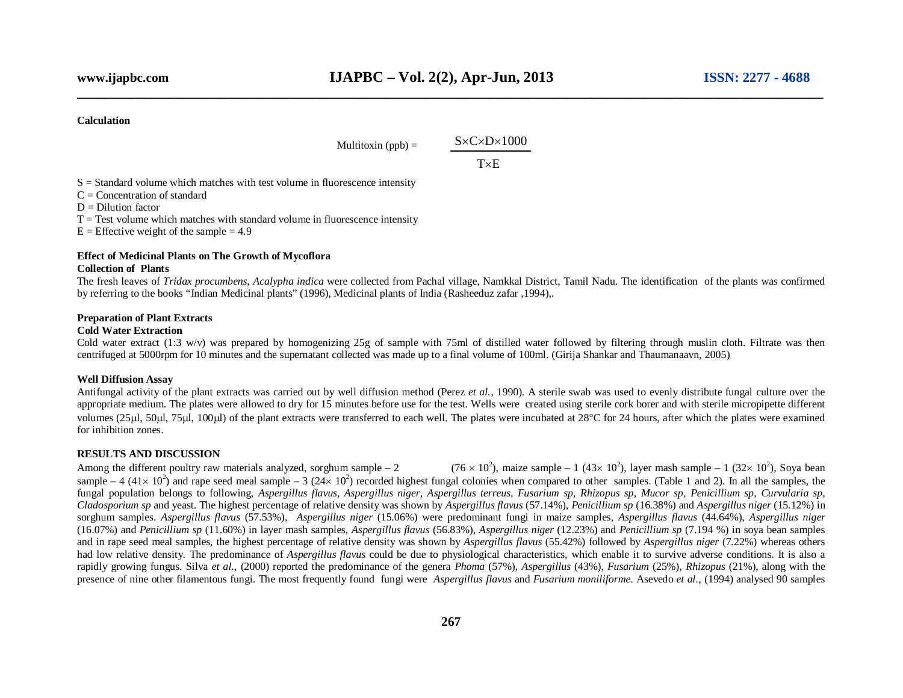**Calculation**

$$\text{Multitoxin (ppb)} = \frac{S \times C \times D \times 1000}{T \times E}$$

S = Standard volume which matches with test volume in fluorescence intensity
C = Concentration of standard
D = Dilution factor
T = Test volume which matches with standard volume in fluorescence intensity
E = Effective weight of the sample = 4.9

**Effect of Medicinal Plants on The Growth of Mycoflora**

**Collection of Plants**

The fresh leaves of *Tridax procumbens*, *Acalypha indica* were collected from Pachal village, Namkkal District, Tamil Nadu. The identification of the plants was confirmed by referring to the books "Indian Medicinal plants" (1996), Medicinal plants of India (Rasheeduz zafar ,1994),.

**Preparation of Plant Extracts**

**Cold Water Extraction**

Cold water extract (1:3 w/v) was prepared by homogenizing 25g of sample with 75ml of distilled water followed by filtering through muslin cloth. Filtrate was then centrifuged at 5000rpm for 10 minutes and the supernatant collected was made up to a final volume of 100ml. (Girija Shankar and Thaumanaavn, 2005)

**Well Diffusion Assay**

Antifungal activity of the plant extracts was carried out by well diffusion method (Perez *et al.*, 1990). A sterile swab was used to evenly distribute fungal culture over the appropriate medium. The plates were allowed to dry for 15 minutes before use for the test. Wells were created using sterile cork borer and with sterile micropipette different volumes (25μl, 50μl, 75μl, 100μl) of the plant extracts were transferred to each well. The plates were incubated at 28°C for 24 hours, after which the plates were examined for inhibition zones.

**RESULTS AND DISCUSSION**

Among the different poultry raw materials analyzed, sorghum sample – 2 ($76 \times 10^2$), maize sample – 1 ($43\times 10^2$), layer mash sample – 1 ($32\times 10^2$), Soya bean sample – 4 ($41\times 10^2$) and rape seed meal sample – 3 ($24\times 10^2$) recorded highest fungal colonies when compared to other samples. (Table 1 and 2). In all the samples, the fungal population belongs to following, *Aspergillus flavus, Aspergillus niger, Aspergillus terreus, Fusarium sp, Rhizopus sp, Mucor sp, Penicillium sp, Curvularia sp, Cladosporium sp* and yeast. The highest percentage of relative density was shown by *Aspergillus flavus* (57.14%), *Penicillium sp* (16.38%) and *Aspergillus niger* (15.12%) in sorghum samples. *Aspergillus flavus* (57.53%), *Aspergillus niger* (15.06%) were predominant fungi in maize samples, *Aspergillus flavus* (44.64%), *Aspergillus niger* (16.07%) and *Penicillium sp* (11.60%) in layer mash samples, *Aspergillus flavus* (56.83%), *Aspergillus niger* (12.23%) and *Penicillium sp* (7.194 %) in soya bean samples and in rape seed meal samples, the highest percentage of relative density was shown by *Aspergillus flavus* (55.42%) followed by *Aspergillus niger* (7.22%) whereas others had low relative density. The predominance of *Aspergillus flavus* could be due to physiological characteristics, which enable it to survive adverse conditions. It is also a rapidly growing fungus. Silva *et al.,* (2000) reported the predominance of the genera *Phoma* (57%), *Aspergillus* (43%), *Fusarium* (25%), *Rhizopus* (21%), along with the presence of nine other filamentous fungi. The most frequently found fungi were *Aspergillus flavus* and *Fusarium moniliforme*. Asevedo *et al.,* (1994) analysed 90 samples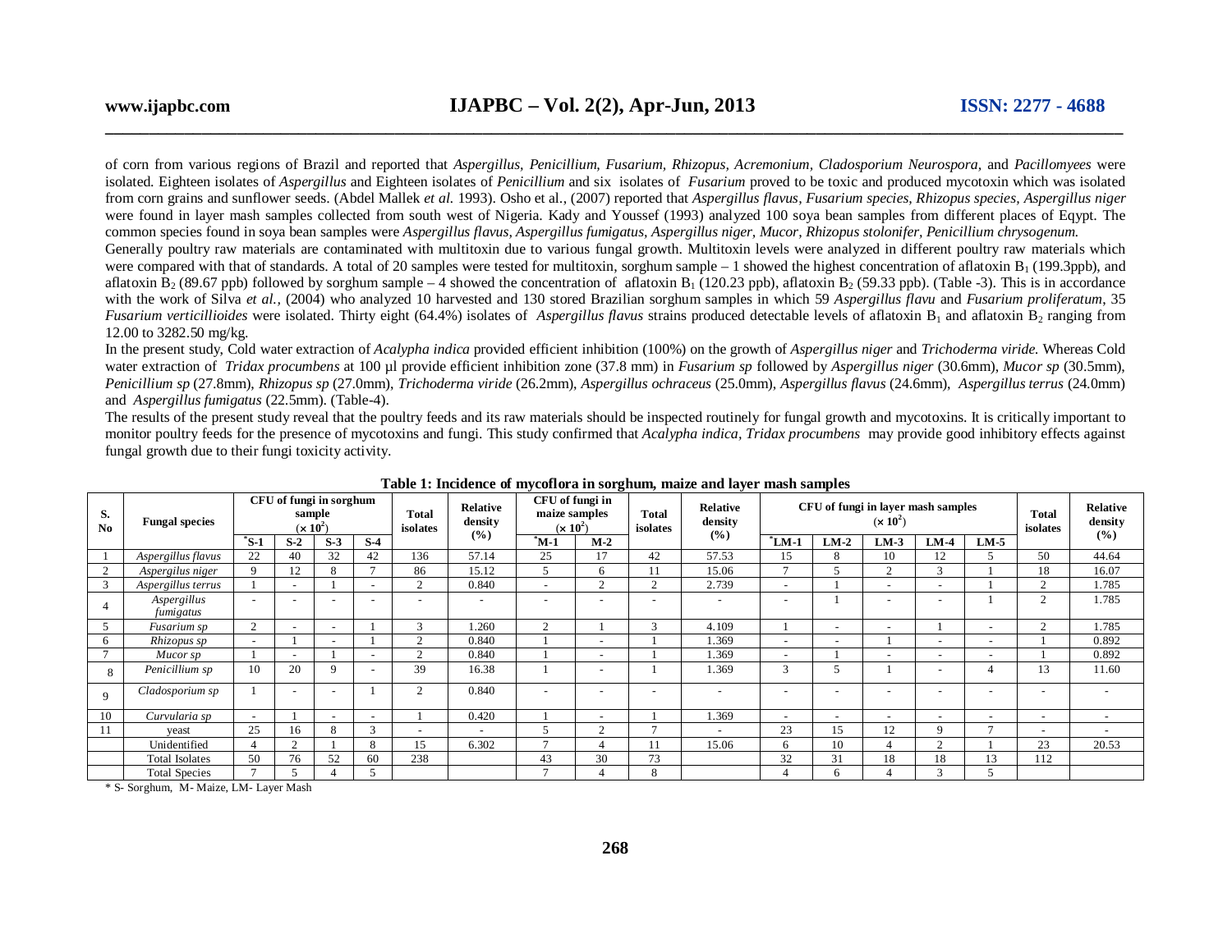of corn from various regions of Brazil and reported that *Aspergillus, Penicillium, Fusarium, Rhizopus, Acremonium, Cladosporium Neurospora,* and *Pacillomyees* were isolated. Eighteen isolates of *Aspergillus* and Eighteen isolates of *Penicillium* and six isolates of *Fusarium* proved to be toxic and produced mycotoxin which was isolated from corn grains and sunflower seeds. (Abdel Mallek *et al.* 1993). Osho et al., (2007) reported that *Aspergillus flavus, Fusarium species, Rhizopus species, Aspergillus niger* were found in layer mash samples collected from south west of Nigeria. Kady and Youssef (1993) analyzed 100 soya bean samples from different places of Eqypt. The common species found in soya bean samples were *Aspergillus flavus, Aspergillus fumigatus, Aspergillus niger, Mucor, Rhizopus stolonifer, Penicillium chrysogenum.*

Generally poultry raw materials are contaminated with multitoxin due to various fungal growth. Multitoxin levels were analyzed in different poultry raw materials which were compared with that of standards. A total of 20 samples were tested for multitoxin, sorghum sample – 1 showed the highest concentration of aflatoxin $B_1$ (199.3ppb), and aflatoxin $B_2$ (89.67 ppb) followed by sorghum sample – 4 showed the concentration of aflatoxin $B_1$ (120.23 ppb), aflatoxin $B_2$ (59.33 ppb). (Table -3). This is in accordance with the work of Silva *et al.*, (2004) who analyzed 10 harvested and 130 stored Brazilian sorghum samples in which 59 *Aspergillus flavu* and *Fusarium proliferatum*, 35 *Fusarium verticillioides* were isolated. Thirty eight (64.4%) isolates of *Aspergillus flavus* strains produced detectable levels of aflatoxin $B_1$ and aflatoxin $B_2$ ranging from 12.00 to 3282.50 mg/kg.

In the present study, Cold water extraction of *Acalypha indica* provided efficient inhibition (100%) on the growth of *Aspergillus niger* and *Trichoderma viride.* Whereas Cold water extraction of *Tridax procumbens* at 100 µl provide efficient inhibition zone (37.8 mm) in *Fusarium sp* followed by *Aspergillus niger* (30.6mm), *Mucor sp* (30.5mm), *Penicillium sp* (27.8mm), *Rhizopus sp* (27.0mm), *Trichoderma viride* (26.2mm), *Aspergillus ochraceus* (25.0mm), *Aspergillus flavus* (24.6mm), *Aspergillus terrus* (24.0mm) and *Aspergillus fumigatus* (22.5mm). (Table-4).

The results of the present study reveal that the poultry feeds and its raw materials should be inspected routinely for fungal growth and mycotoxins. It is critically important to monitor poultry feeds for the presence of mycotoxins and fungi. This study confirmed that *Acalypha indica, Tridax procumbens* may provide good inhibitory effects against fungal growth due to their fungi toxicity activity.

**Table 1: Incidence of mycoflora in sorghum, maize and layer mash samples**

| S. No | Fungal species | CFU of fungi in sorghum sample ($\times 10^2$) | | | | Total isolates | Relative density (%) | CFU of fungi in maize samples ($\times 10^2$) | | Total isolates | Relative density (%) | CFU of fungi in layer mash samples ($\times 10^2$) | | | | | Total isolates | Relative density (%) |
|---|---|---|---|---|---|---|---|---|---|---|---|---|---|---|---|---|---|---|
| | | *S-1 | S-2 | S-3 | S-4 | | | *M-1 | M-2 | | | *LM-1 | LM-2 | LM-3 | LM-4 | LM-5 | | |
| 1 | *Aspergillus flavus* | 22 | 40 | 32 | 42 | 136 | 57.14 | 25 | 17 | 42 | 57.53 | 15 | 8 | 10 | 12 | 5 | 50 | 44.64 |
| 2 | *Aspergilus niger* | 9 | 12 | 8 | 7 | 86 | 15.12 | 5 | 6 | 11 | 15.06 | 7 | 5 | 2 | 3 | 1 | 18 | 16.07 |
| 3 | *Aspergillus terrus* | 1 | - | 1 | - | 2 | 0.840 | - | 2 | 2 | 2.739 | - | 1 | - | - | 1 | 2 | 1.785 |
| 4 | *Aspergillus fumigatus* | - | - | - | - | - | - | - | - | - | - | - | 1 | - | - | 1 | 2 | 1.785 |
| 5 | *Fusarium sp* | 2 | - | - | 1 | 3 | 1.260 | 2 | 1 | 3 | 4.109 | 1 | - | - | 1 | - | 2 | 1.785 |
| 6 | *Rhizopus sp* | - | 1 | - | 1 | 2 | 0.840 | 1 | - | 1 | 1.369 | - | - | 1 | - | - | 1 | 0.892 |
| 7 | *Mucor sp* | 1 | - | 1 | - | 2 | 0.840 | 1 | - | 1 | 1.369 | - | 1 | - | - | - | 1 | 0.892 |
| 8 | *Penicillium sp* | 10 | 20 | 9 | - | 39 | 16.38 | 1 | - | 1 | 1.369 | 3 | 5 | 1 | - | 4 | 13 | 11.60 |
| 9 | *Cladosporium sp* | 1 | - | - | 1 | 2 | 0.840 | - | - | - | - | - | - | - | - | - | - | - |
| 10 | *Curvularia sp* | - | 1 | - | - | 1 | 0.420 | 1 | - | 1 | 1.369 | - | - | - | - | - | - | - |
| 11 | yeast | 25 | 16 | 8 | 3 | - | - | 5 | 2 | 7 | - | 23 | 15 | 12 | 9 | 7 | - | - |
| | Unidentified | 4 | 2 | 1 | 8 | 15 | 6.302 | 7 | 4 | 11 | 15.06 | 6 | 10 | 4 | 2 | 1 | 23 | 20.53 |
| | Total Isolates | 50 | 76 | 52 | 60 | 238 | | 43 | 30 | 73 | | 32 | 31 | 18 | 18 | 13 | 112 | |
| | Total Species | 7 | 5 | 4 | 5 | | | 7 | 4 | 8 | | 4 | 6 | 4 | 3 | 5 | | |

\* S- Sorghum, M- Maize, LM- Layer Mash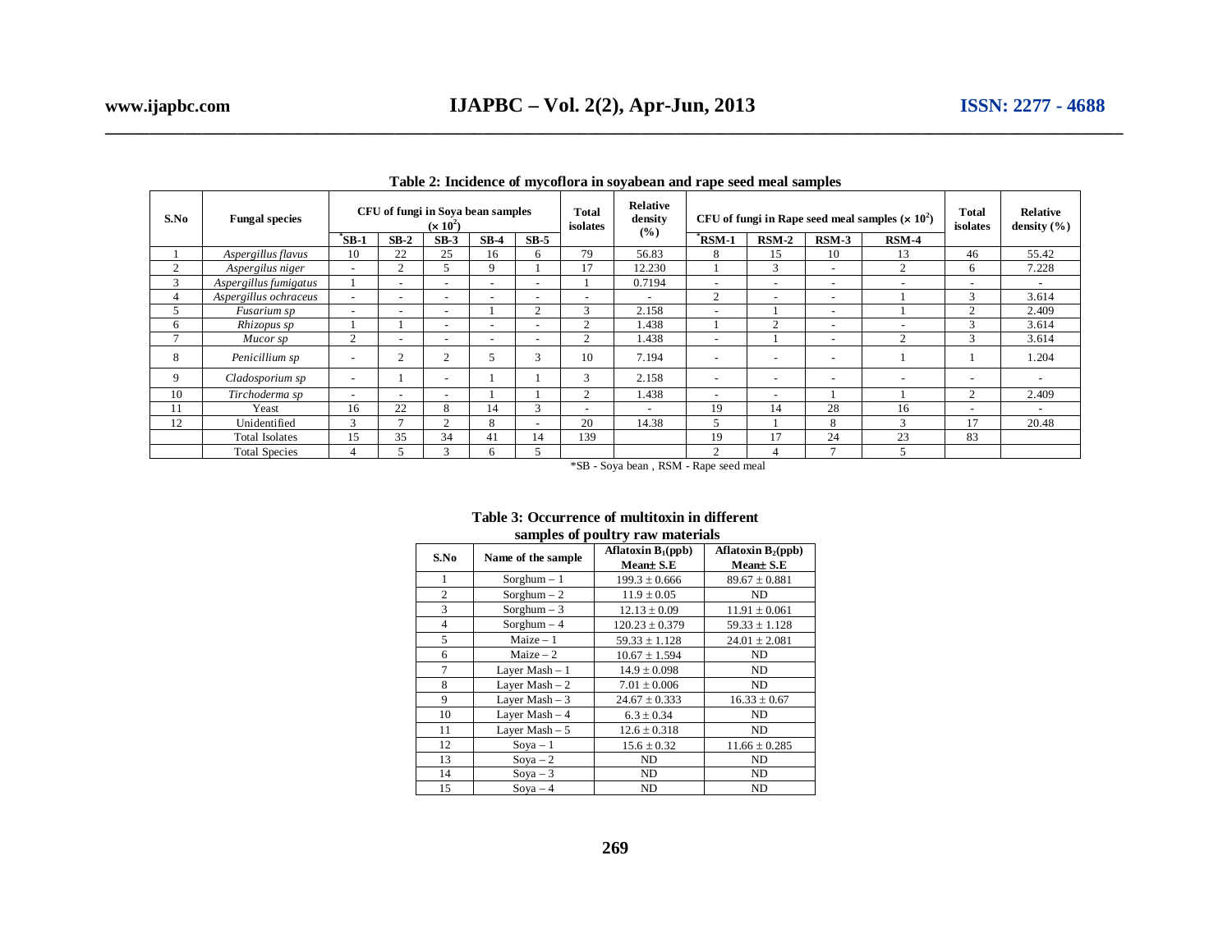**Table 2: Incidence of mycoflora in soyabean and rape seed meal samples**

| S.No | Fungal species | CFU of fungi in Soya bean samples ($\times 10^2$) | | | | | Total isolates | Relative density (%) | CFU of fungi in Rape seed meal samples ($\times 10^2$) | | | | Total isolates | Relative density (%) |
|---|---|---|---|---|---|---|---|---|---|---|---|---|---|---|
| | | *SB-1 | SB-2 | SB-3 | SB-4 | SB-5 | | | *RSM-1 | RSM-2 | RSM-3 | RSM-4 | | |
| 1 | *Aspergillus flavus* | 10 | 22 | 25 | 16 | 6 | 79 | 56.83 | 8 | 15 | 10 | 13 | 46 | 55.42 |
| 2 | *Aspergilus niger* | - | 2 | 5 | 9 | 1 | 17 | 12.230 | 1 | 3 | - | 2 | 6 | 7.228 |
| 3 | *Aspergillus fumigatus* | 1 | - | - | - | - | 1 | 0.7194 | - | - | - | - | - | - |
| 4 | *Aspergillus ochraceus* | - | - | - | - | - | - | - | 2 | - | - | 1 | 3 | 3.614 |
| 5 | *Fusarium sp* | - | - | - | 1 | 2 | 3 | 2.158 | - | 1 | - | 1 | 2 | 2.409 |
| 6 | *Rhizopus sp* | 1 | 1 | - | - | - | 2 | 1.438 | 1 | 2 | - | - | 3 | 3.614 |
| 7 | *Mucor sp* | 2 | - | - | - | - | 2 | 1.438 | - | 1 | - | 2 | 3 | 3.614 |
| 8 | *Penicillium sp* | - | 2 | 2 | 5 | 3 | 10 | 7.194 | - | - | - | 1 | 1 | 1.204 |
| 9 | *Cladosporium sp* | - | 1 | - | 1 | 1 | 3 | 2.158 | - | - | - | - | - | - |
| 10 | *Tirchoderma sp* | - | - | - | 1 | 1 | 2 | 1.438 | - | - | 1 | 1 | 2 | 2.409 |
| 11 | Yeast | 16 | 22 | 8 | 14 | 3 | - | - | 19 | 14 | 28 | 16 | - | - |
| 12 | Unidentified | 3 | 7 | 2 | 8 | - | 20 | 14.38 | 5 | 1 | 8 | 3 | 17 | 20.48 |
| | Total Isolates | 15 | 35 | 34 | 41 | 14 | 139 | | 19 | 17 | 24 | 23 | 83 | |
| | Total Species | 4 | 5 | 3 | 6 | 5 | | | 2 | 4 | 7 | 5 | | |

*SB - Soya bean , RSM - Rape seed meal

**Table 3: Occurrence of multitoxin in different samples of poultry raw materials**

| S.No | Name of the sample | Aflatoxin $B_1$(ppb) Mean± S.E | Aflatoxin $B_2$(ppb) Mean± S.E |
|---|---|---|---|
| 1 | Sorghum – 1 | 199.3 ± 0.666 | 89.67 ± 0.881 |
| 2 | Sorghum – 2 | 11.9 ± 0.05 | ND |
| 3 | Sorghum – 3 | 12.13 ± 0.09 | 11.91 ± 0.061 |
| 4 | Sorghum – 4 | 120.23 ± 0.379 | 59.33 ± 1.128 |
| 5 | Maize – 1 | 59.33 ± 1.128 | 24.01 ± 2.081 |
| 6 | Maize – 2 | 10.67 ± 1.594 | ND |
| 7 | Layer Mash – 1 | 14.9 ± 0.098 | ND |
| 8 | Layer Mash – 2 | 7.01 ± 0.006 | ND |
| 9 | Layer Mash – 3 | 24.67 ± 0.333 | 16.33 ± 0.67 |
| 10 | Layer Mash – 4 | 6.3 ± 0.34 | ND |
| 11 | Layer Mash – 5 | 12.6 ± 0.318 | ND |
| 12 | Soya – 1 | 15.6 ± 0.32 | 11.66 ± 0.285 |
| 13 | Soya – 2 | ND | ND |
| 14 | Soya – 3 | ND | ND |
| 15 | Soya – 4 | ND | ND |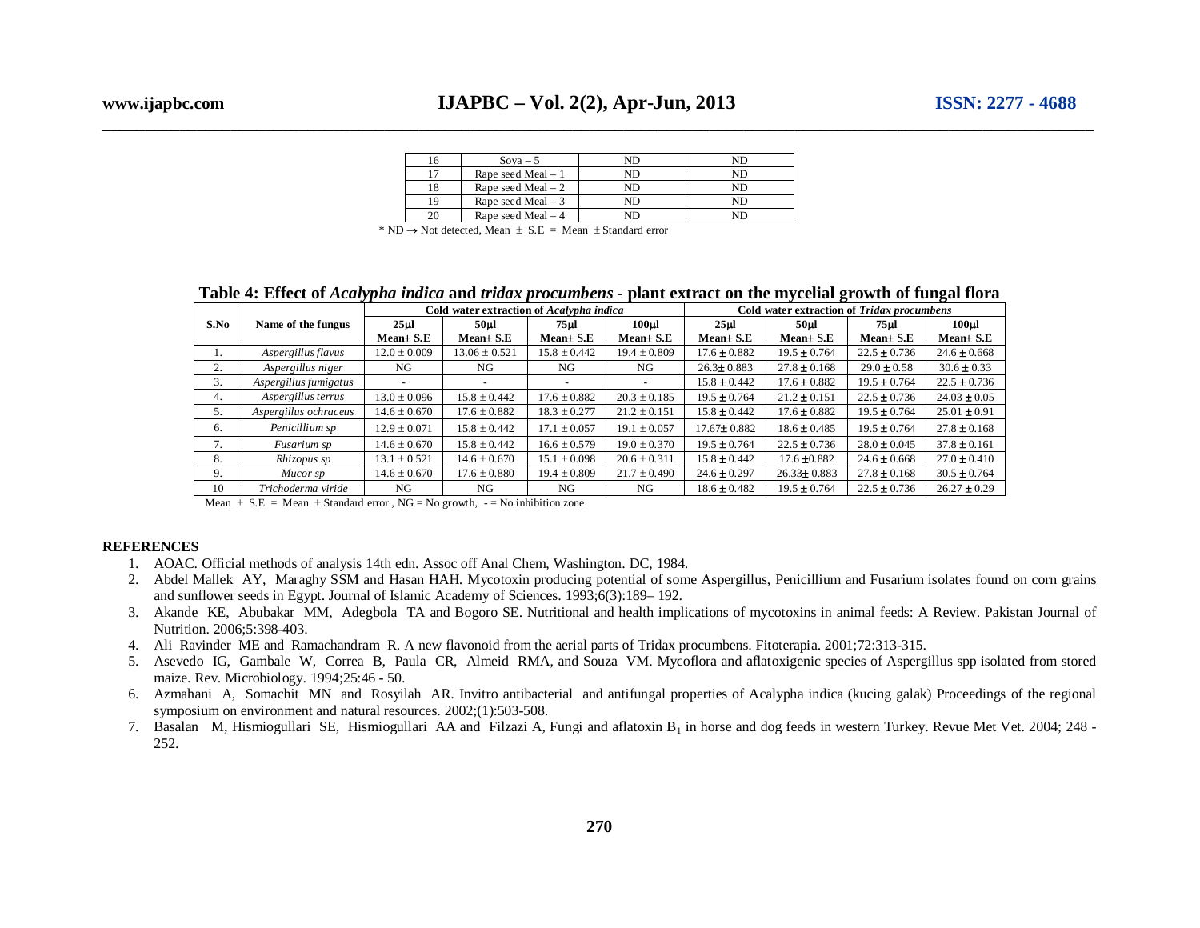| | | | |
|---|---|---|---|
| 16 | Soya – 5 | ND | ND |
| 17 | Rape seed Meal – 1 | ND | ND |
| 18 | Rape seed Meal – 2 | ND | ND |
| 19 | Rape seed Meal – 3 | ND | ND |
| 20 | Rape seed Meal – 4 | ND | ND |

\* ND → Not detected, Mean ± S.E = Mean ± Standard error

**Table 4: Effect of *Acalypha indica* and *tridax procumbens* - plant extract on the mycelial growth of fungal flora**

| S.No | Name of the fungus | Cold water extraction of *Acalypha indica* | | | | Cold water extraction of *Tridax procumbens* | | | |
|---|---|---|---|---|---|---|---|---|---|
| | | 25µl Mean± S.E | 50µl Mean± S.E | 75µl Mean± S.E | 100µl Mean± S.E | 25µl Mean± S.E | 50µl Mean± S.E | 75µl Mean± S.E | 100µl Mean± S.E |
| 1. | *Aspergillus flavus* | 12.0 ± 0.009 | 13.06 ± 0.521 | 15.8 ± 0.442 | 19.4 ± 0.809 | 17.6 ± 0.882 | 19.5 ± 0.764 | 22.5 ± 0.736 | 24.6 ± 0.668 |
| 2. | *Aspergillus niger* | NG | NG | NG | NG | 26.3± 0.883 | 27.8 ± 0.168 | 29.0 ± 0.58 | 30.6 ± 0.33 |
| 3. | *Aspergillus fumigatus* | - | - | - | - | 15.8 ± 0.442 | 17.6 ± 0.882 | 19.5 ± 0.764 | 22.5 ± 0.736 |
| 4. | *Aspergillus terrus* | 13.0 ± 0.096 | 15.8 ± 0.442 | 17.6 ± 0.882 | 20.3 ± 0.185 | 19.5 ± 0.764 | 21.2 ± 0.151 | 22.5 ± 0.736 | 24.03 ± 0.05 |
| 5. | *Aspergillus ochraceus* | 14.6 ± 0.670 | 17.6 ± 0.882 | 18.3 ± 0.277 | 21.2 ± 0.151 | 15.8 ± 0.442 | 17.6 ± 0.882 | 19.5 ± 0.764 | 25.01 ± 0.91 |
| 6. | *Penicillium sp* | 12.9 ± 0.071 | 15.8 ± 0.442 | 17.1 ± 0.057 | 19.1 ± 0.057 | 17.67± 0.882 | 18.6 ± 0.485 | 19.5 ± 0.764 | 27.8 ± 0.168 |
| 7. | *Fusarium sp* | 14.6 ± 0.670 | 15.8 ± 0.442 | 16.6 ± 0.579 | 19.0 ± 0.370 | 19.5 ± 0.764 | 22.5 ± 0.736 | 28.0 ± 0.045 | 37.8 ± 0.161 |
| 8. | *Rhizopus sp* | 13.1 ± 0.521 | 14.6 ± 0.670 | 15.1 ± 0.098 | 20.6 ± 0.311 | 15.8 ± 0.442 | 17.6 ±0.882 | 24.6 ± 0.668 | 27.0 ± 0.410 |
| 9. | *Mucor sp* | 14.6 ± 0.670 | 17.6 ± 0.880 | 19.4 ± 0.809 | 21.7 ± 0.490 | 24.6 ± 0.297 | 26.33± 0.883 | 27.8 ± 0.168 | 30.5 ± 0.764 |
| 10 | *Trichoderma viride* | NG | NG | NG | NG | 18.6 ± 0.482 | 19.5 ± 0.764 | 22.5 ± 0.736 | 26.27 ± 0.29 |

Mean ± S.E = Mean ± Standard error , NG = No growth, - = No inhibition zone

## REFERENCES

1. AOAC. Official methods of analysis 14th edn. Assoc off Anal Chem, Washington. DC, 1984.
2. Abdel Mallek AY, Maraghy SSM and Hasan HAH. Mycotoxin producing potential of some Aspergillus, Penicillium and Fusarium isolates found on corn grains and sunflower seeds in Egypt. Journal of Islamic Academy of Sciences. 1993;6(3):189– 192.
3. Akande KE, Abubakar MM, Adegbola TA and Bogoro SE. Nutritional and health implications of mycotoxins in animal feeds: A Review. Pakistan Journal of Nutrition. 2006;5:398-403.
4. Ali Ravinder ME and Ramachandram R. A new flavonoid from the aerial parts of Tridax procumbens. Fitoterapia. 2001;72:313-315.
5. Asevedo IG, Gambale W, Correa B, Paula CR, Almeid RMA, and Souza VM. Mycoflora and aflatoxigenic species of Aspergillus spp isolated from stored maize. Rev. Microbiology. 1994;25:46 - 50.
6. Azmahani A, Somachit MN and Rosyilah AR. Invitro antibacterial and antifungal properties of Acalypha indica (kucing galak) Proceedings of the regional symposium on environment and natural resources. 2002;(1):503-508.
7. Basalan M, Hismiogullari SE, Hismiogullari AA and Filzazi A, Fungi and aflatoxin $B_1$ in horse and dog feeds in western Turkey. Revue Met Vet. 2004; 248 - 252.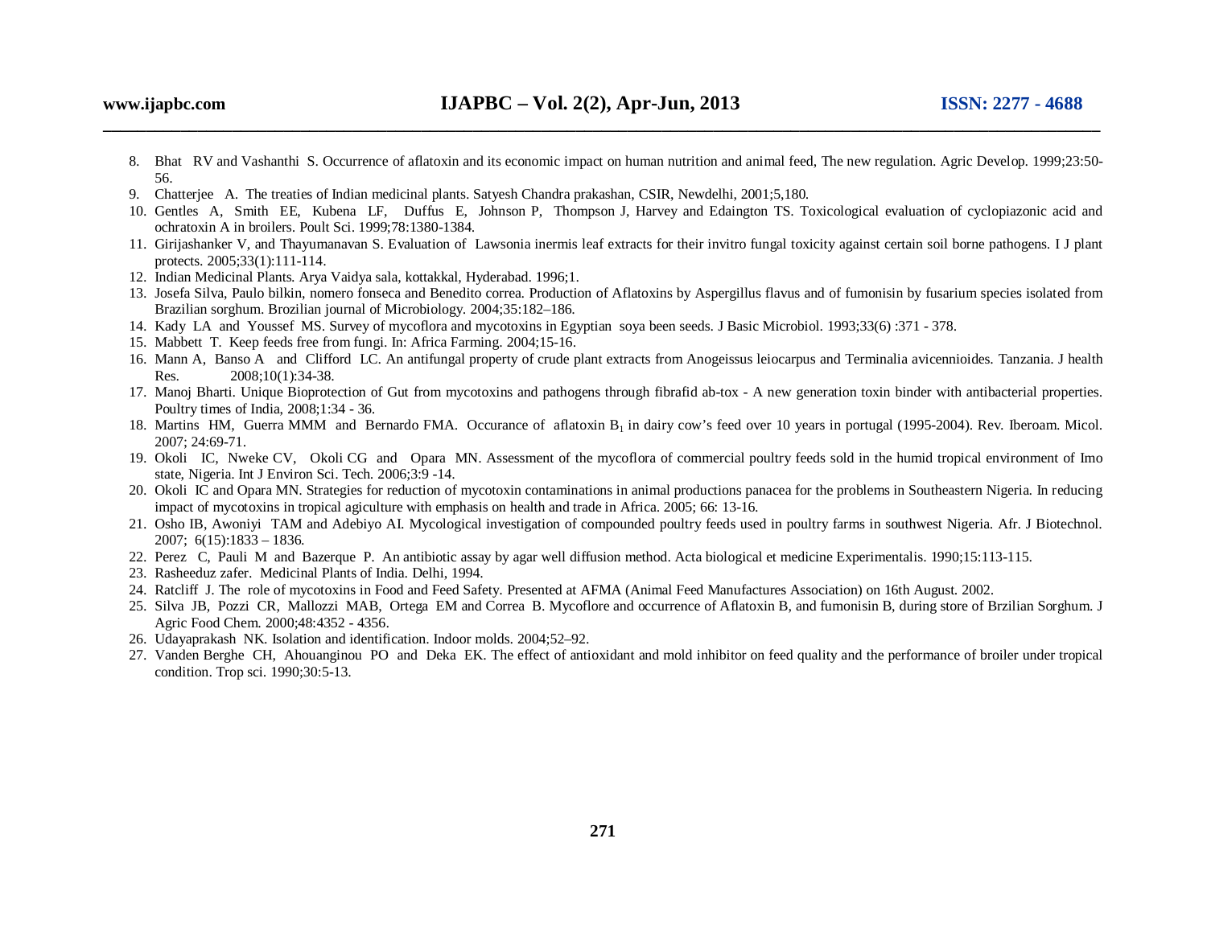8. Bhat RV and Vashanthi S. Occurrence of aflatoxin and its economic impact on human nutrition and animal feed, The new regulation. Agric Develop. 1999;23:50-56.
9. Chatterjee A. The treaties of Indian medicinal plants. Satyesh Chandra prakashan, CSIR, Newdelhi, 2001;5,180.
10. Gentles A, Smith EE, Kubena LF, Duffus E, Johnson P, Thompson J, Harvey and Edaington TS. Toxicological evaluation of cyclopiazonic acid and ochratoxin A in broilers. Poult Sci. 1999;78:1380-1384.
11. Girijashanker V, and Thayumanavan S. Evaluation of Lawsonia inermis leaf extracts for their invitro fungal toxicity against certain soil borne pathogens. I J plant protects. 2005;33(1):111-114.
12. Indian Medicinal Plants. Arya Vaidya sala, kottakkal, Hyderabad. 1996;1.
13. Josefa Silva, Paulo bilkin, nomero fonseca and Benedito correa. Production of Aflatoxins by Aspergillus flavus and of fumonisin by fusarium species isolated from Brazilian sorghum. Brozilian journal of Microbiology. 2004;35:182–186.
14. Kady LA and Youssef MS. Survey of mycoflora and mycotoxins in Egyptian soya been seeds. J Basic Microbiol. 1993;33(6) :371 - 378.
15. Mabbett T. Keep feeds free from fungi. In: Africa Farming. 2004;15-16.
16. Mann A, Banso A and Clifford LC. An antifungal property of crude plant extracts from Anogeissus leiocarpus and Terminalia avicennioides. Tanzania. J health Res. 2008;10(1):34-38.
17. Manoj Bharti. Unique Bioprotection of Gut from mycotoxins and pathogens through fibrafid ab-tox - A new generation toxin binder with antibacterial properties. Poultry times of India, 2008;1:34 - 36.
18. Martins HM, Guerra MMM and Bernardo FMA. Occurance of aflatoxin $B_1$ in dairy cow's feed over 10 years in portugal (1995-2004). Rev. Iberoam. Micol. 2007; 24:69-71.
19. Okoli IC, Nweke CV, Okoli CG and Opara MN. Assessment of the mycoflora of commercial poultry feeds sold in the humid tropical environment of Imo state, Nigeria. Int J Environ Sci. Tech. 2006;3:9 -14.
20. Okoli IC and Opara MN. Strategies for reduction of mycotoxin contaminations in animal productions panacea for the problems in Southeastern Nigeria. In reducing impact of mycotoxins in tropical agiculture with emphasis on health and trade in Africa. 2005; 66: 13-16.
21. Osho IB, Awoniyi TAM and Adebiyo AI. Mycological investigation of compounded poultry feeds used in poultry farms in southwest Nigeria. Afr. J Biotechnol. 2007; 6(15):1833 – 1836.
22. Perez C, Pauli M and Bazerque P. An antibiotic assay by agar well diffusion method. Acta biological et medicine Experimentalis. 1990;15:113-115.
23. Rasheeduz zafer. Medicinal Plants of India. Delhi, 1994.
24. Ratcliff J. The role of mycotoxins in Food and Feed Safety. Presented at AFMA (Animal Feed Manufactures Association) on 16th August. 2002.
25. Silva JB, Pozzi CR, Mallozzi MAB, Ortega EM and Correa B. Mycoflore and occurrence of Aflatoxin B, and fumonisin B, during store of Brzilian Sorghum. J Agric Food Chem. 2000;48:4352 - 4356.
26. Udayaprakash NK. Isolation and identification. Indoor molds. 2004;52–92.
27. Vanden Berghe CH, Ahouanginou PO and Deka EK. The effect of antioxidant and mold inhibitor on feed quality and the performance of broiler under tropical condition. Trop sci. 1990;30:5-13.